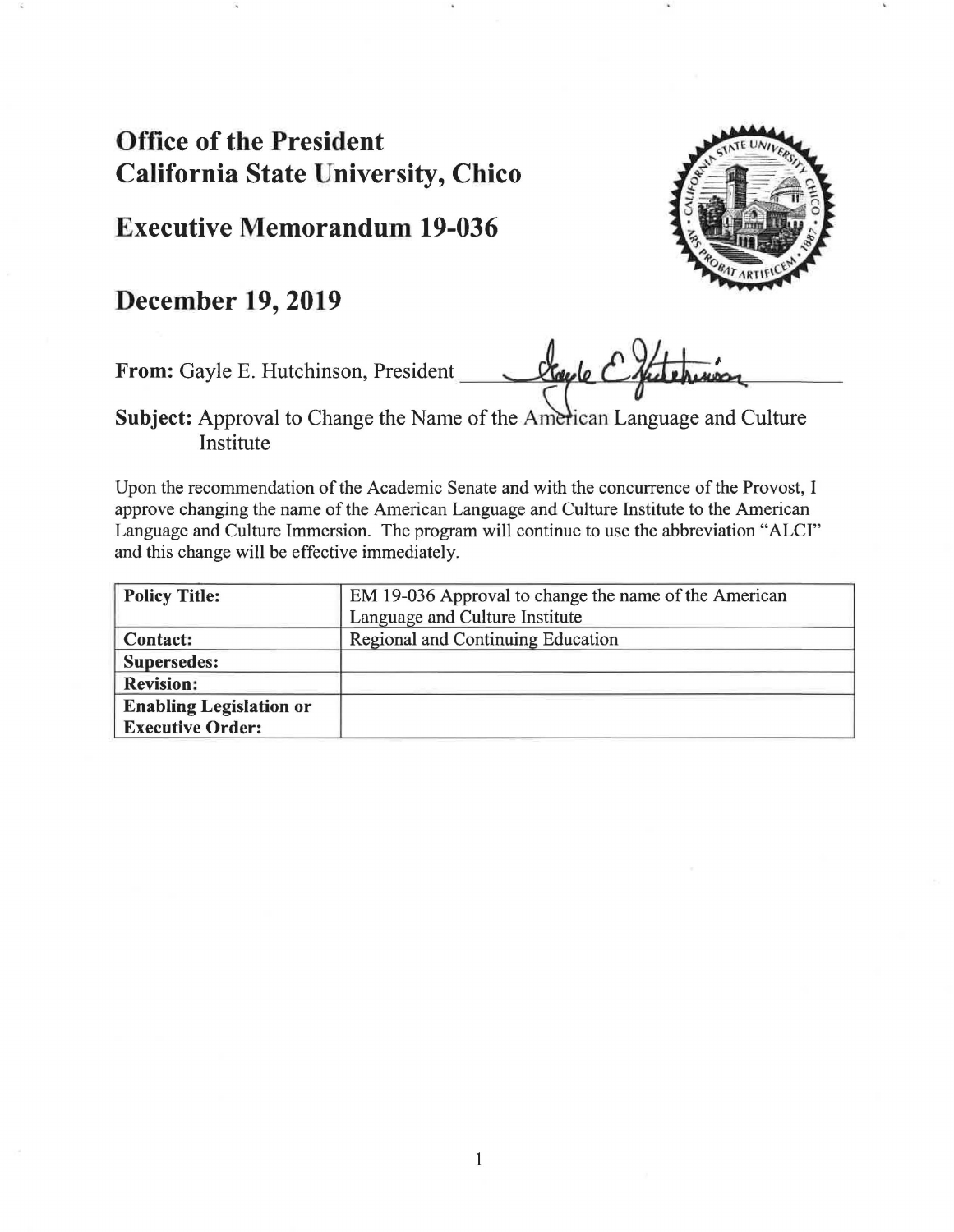# Office of the President
# California State University, Chico

## Executive Memorandum 19-036

## December 19, 2019

**From:** Gayle E. Hutchinson, President

**Subject:** Approval to Change the Name of the American Language and Culture Institute

Upon the recommendation of the Academic Senate and with the concurrence of the Provost, I approve changing the name of the American Language and Culture Institute to the American Language and Culture Immersion. The program will continue to use the abbreviation "ALCI" and this change will be effective immediately.

| **Policy Title:** | EM 19-036 Approval to change the name of the American Language and Culture Institute |
|---|---|
| **Contact:** | Regional and Continuing Education |
| **Supersedes:** | |
| **Revision:** | |
| **Enabling Legislation or Executive Order:** | |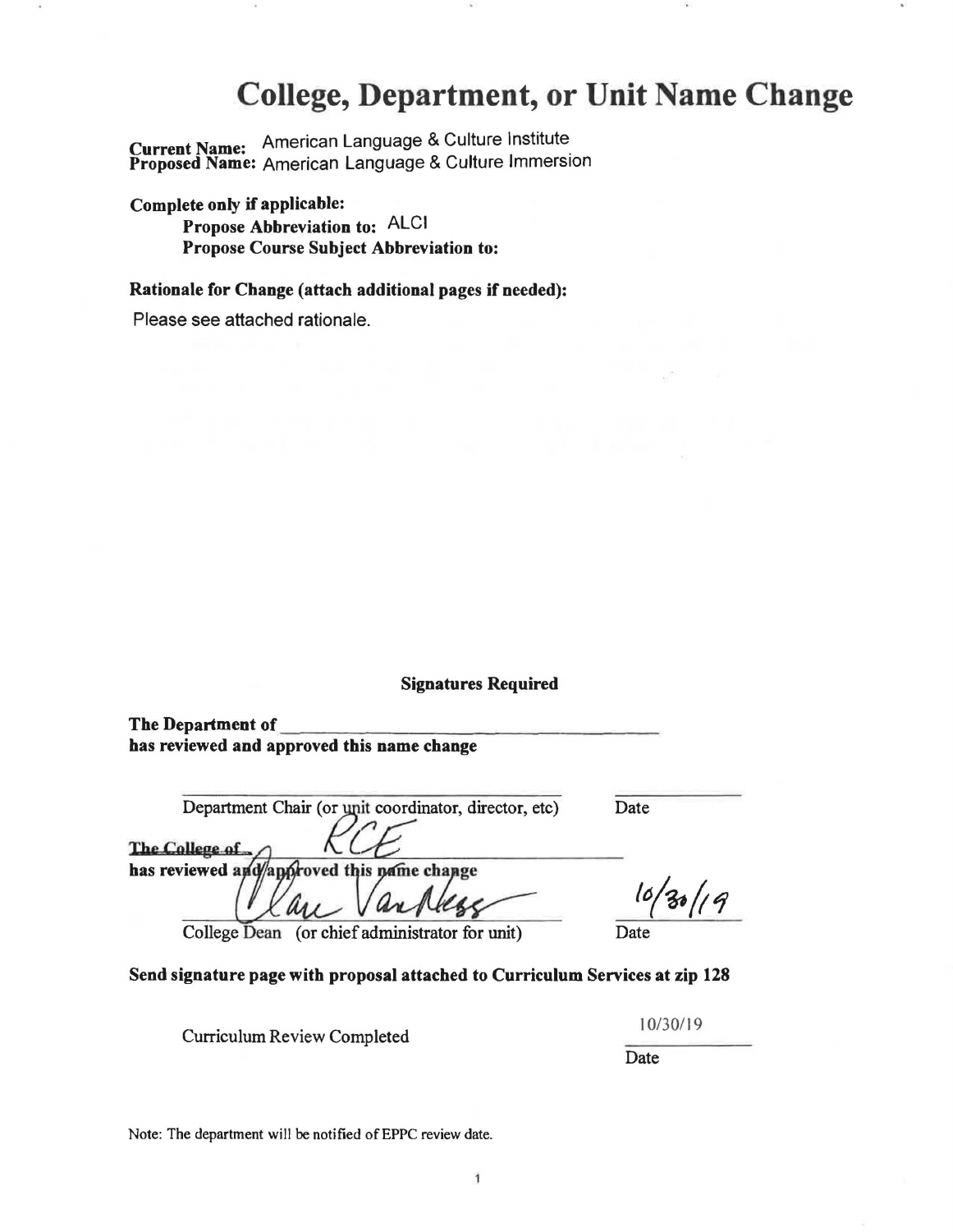# College, Department, or Unit Name Change

**Current Name:** American Language & Culture Institute
**Proposed Name:** American Language & Culture Immersion

**Complete only if applicable:**

**Propose Abbreviation to:** ALCI
**Propose Course Subject Abbreviation to:**

**Rationale for Change (attach additional pages if needed):**

Please see attached rationale.

**Signatures Required**

**The Department of** \_\_\_\_\_\_\_\_\_\_\_\_\_\_\_\_\_\_\_\_\_\_\_\_\_\_\_\_\_\_\_\_\_\_\_\_\_\_\_\_
**has reviewed and approved this name change**

\_\_\_\_\_\_\_\_\_\_\_\_\_\_\_\_\_\_\_\_\_\_\_\_\_\_\_\_\_\_\_\_\_\_\_\_\_\_\_\_\_\_\_\_ \_\_\_\_\_\_\_\_\_\_
Department Chair (or unit coordinator, director, etc) Date

~~**The College of**~~ RCE
**has reviewed and approved this name change**

Clare VanNess 10/30/19
College Dean (or chief administrator for unit) Date

**Send signature page with proposal attached to Curriculum Services at zip 128**

Curriculum Review Completed 10/30/19
Date

Note: The department will be notified of EPPC review date.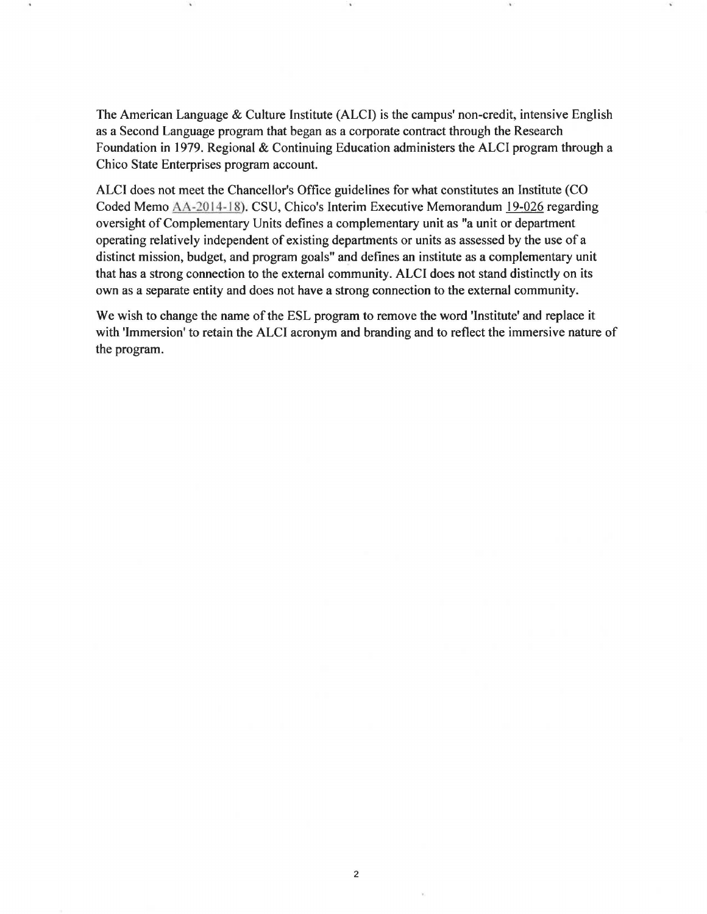The American Language & Culture Institute (ALCI) is the campus' non-credit, intensive English as a Second Language program that began as a corporate contract through the Research Foundation in 1979. Regional & Continuing Education administers the ALCI program through a Chico State Enterprises program account.

ALCI does not meet the Chancellor's Office guidelines for what constitutes an Institute (CO Coded Memo AA-2014-18). CSU, Chico's Interim Executive Memorandum 19-026 regarding oversight of Complementary Units defines a complementary unit as "a unit or department operating relatively independent of existing departments or units as assessed by the use of a distinct mission, budget, and program goals" and defines an institute as a complementary unit that has a strong connection to the external community. ALCI does not stand distinctly on its own as a separate entity and does not have a strong connection to the external community.

We wish to change the name of the ESL program to remove the word 'Institute' and replace it with 'Immersion' to retain the ALCI acronym and branding and to reflect the immersive nature of the program.